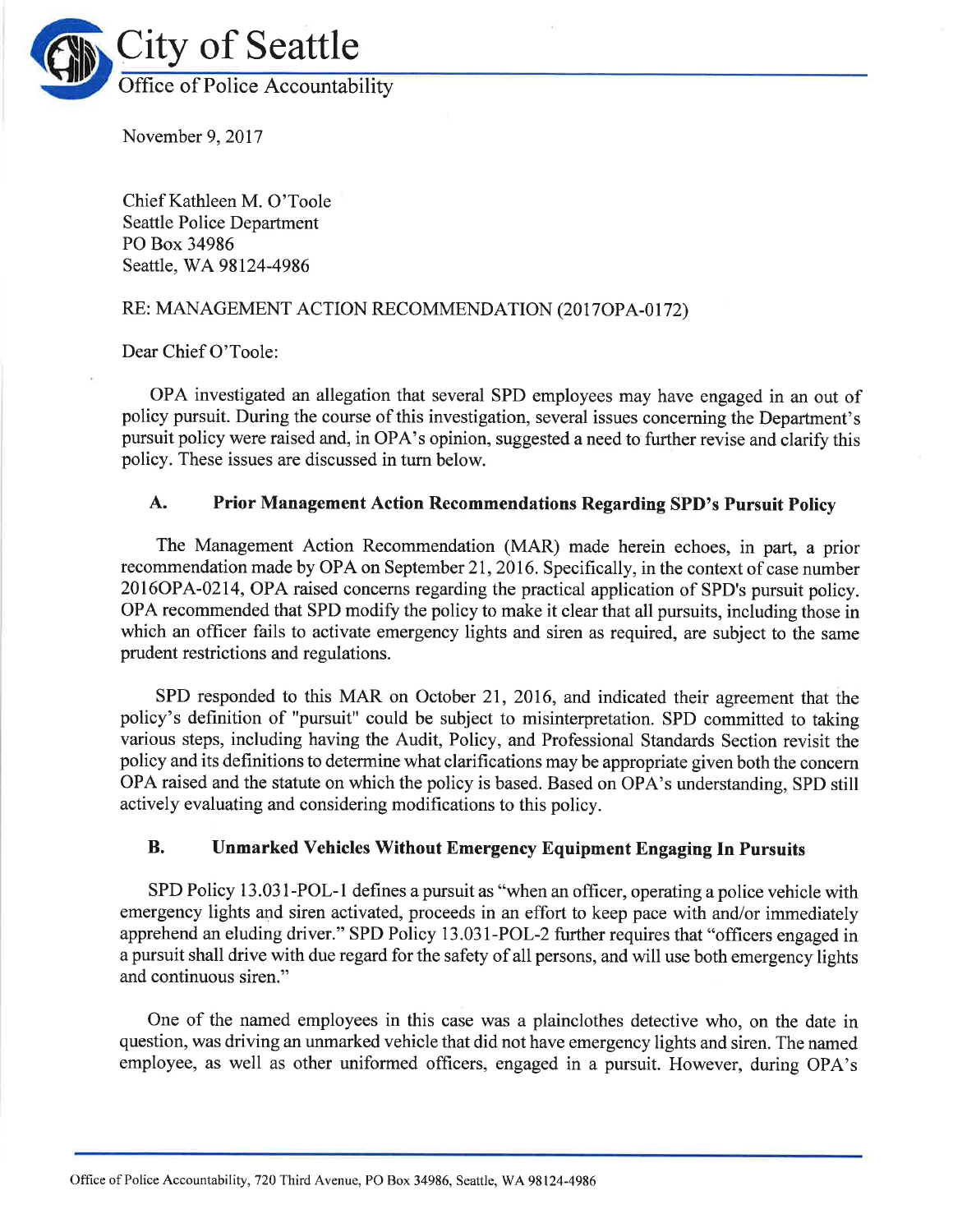# City of Seattle

## Office of Police Accountability

November 9, 2017

Chief Kathleen M. O'Toole
Seattle Police Department
PO Box 34986
Seattle, WA 98124-4986

RE: MANAGEMENT ACTION RECOMMENDATION (2017OPA-0172)

Dear Chief O'Toole:

OPA investigated an allegation that several SPD employees may have engaged in an out of policy pursuit. During the course of this investigation, several issues concerning the Department's pursuit policy were raised and, in OPA's opinion, suggested a need to further revise and clarify this policy. These issues are discussed in turn below.

### A. Prior Management Action Recommendations Regarding SPD's Pursuit Policy

The Management Action Recommendation (MAR) made herein echoes, in part, a prior recommendation made by OPA on September 21, 2016. Specifically, in the context of case number 2016OPA-0214, OPA raised concerns regarding the practical application of SPD's pursuit policy. OPA recommended that SPD modify the policy to make it clear that all pursuits, including those in which an officer fails to activate emergency lights and siren as required, are subject to the same prudent restrictions and regulations.

SPD responded to this MAR on October 21, 2016, and indicated their agreement that the policy's definition of "pursuit" could be subject to misinterpretation. SPD committed to taking various steps, including having the Audit, Policy, and Professional Standards Section revisit the policy and its definitions to determine what clarifications may be appropriate given both the concern OPA raised and the statute on which the policy is based. Based on OPA's understanding, SPD still actively evaluating and considering modifications to this policy.

### B. Unmarked Vehicles Without Emergency Equipment Engaging In Pursuits

SPD Policy 13.031-POL-1 defines a pursuit as "when an officer, operating a police vehicle with emergency lights and siren activated, proceeds in an effort to keep pace with and/or immediately apprehend an eluding driver." SPD Policy 13.031-POL-2 further requires that "officers engaged in a pursuit shall drive with due regard for the safety of all persons, and will use both emergency lights and continuous siren."

One of the named employees in this case was a plainclothes detective who, on the date in question, was driving an unmarked vehicle that did not have emergency lights and siren. The named employee, as well as other uniformed officers, engaged in a pursuit. However, during OPA's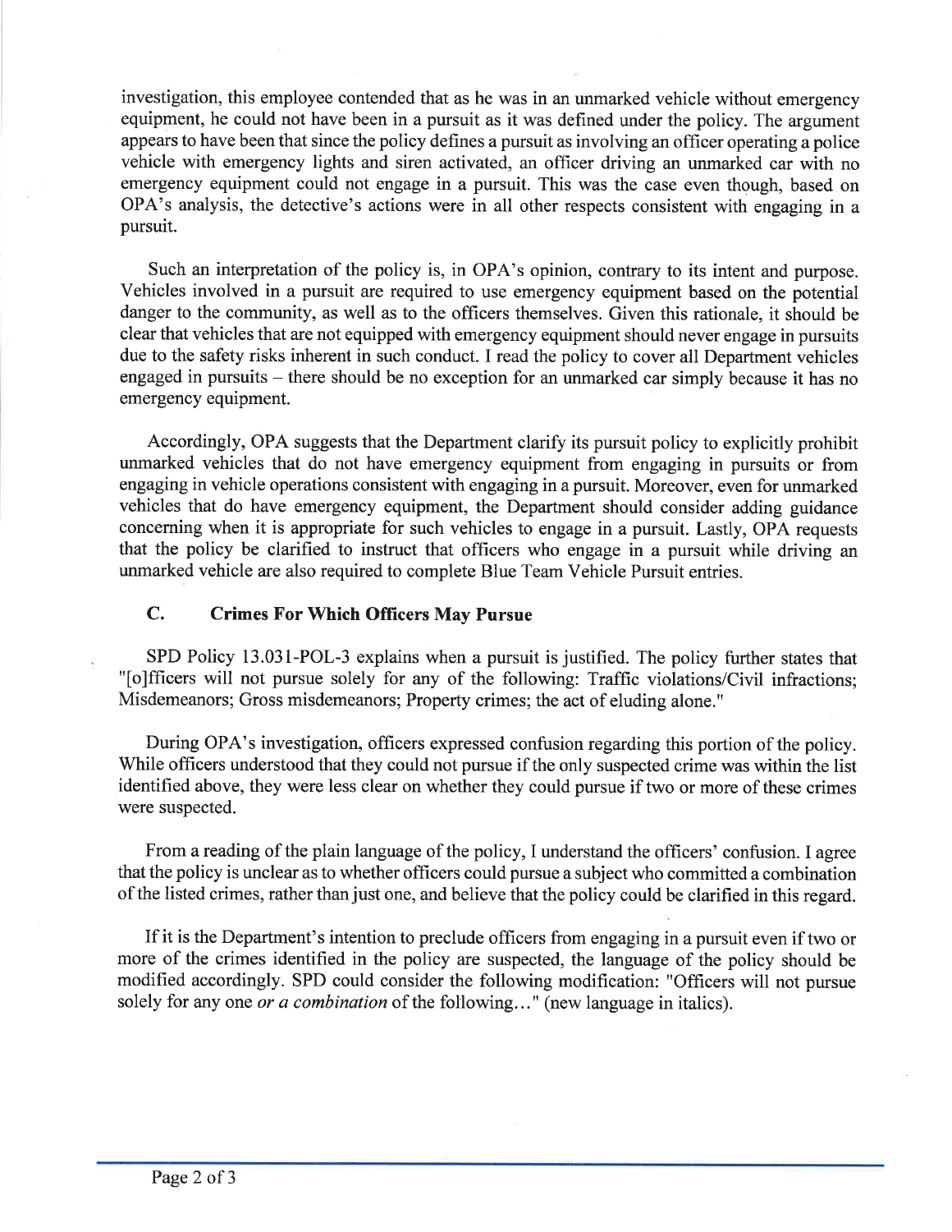investigation, this employee contended that as he was in an unmarked vehicle without emergency equipment, he could not have been in a pursuit as it was defined under the policy. The argument appears to have been that since the policy defines a pursuit as involving an officer operating a police vehicle with emergency lights and siren activated, an officer driving an unmarked car with no emergency equipment could not engage in a pursuit. This was the case even though, based on OPA's analysis, the detective's actions were in all other respects consistent with engaging in a pursuit.

Such an interpretation of the policy is, in OPA's opinion, contrary to its intent and purpose. Vehicles involved in a pursuit are required to use emergency equipment based on the potential danger to the community, as well as to the officers themselves. Given this rationale, it should be clear that vehicles that are not equipped with emergency equipment should never engage in pursuits due to the safety risks inherent in such conduct. I read the policy to cover all Department vehicles engaged in pursuits – there should be no exception for an unmarked car simply because it has no emergency equipment.

Accordingly, OPA suggests that the Department clarify its pursuit policy to explicitly prohibit unmarked vehicles that do not have emergency equipment from engaging in pursuits or from engaging in vehicle operations consistent with engaging in a pursuit. Moreover, even for unmarked vehicles that do have emergency equipment, the Department should consider adding guidance concerning when it is appropriate for such vehicles to engage in a pursuit. Lastly, OPA requests that the policy be clarified to instruct that officers who engage in a pursuit while driving an unmarked vehicle are also required to complete Blue Team Vehicle Pursuit entries.

### C. Crimes For Which Officers May Pursue

SPD Policy 13.031-POL-3 explains when a pursuit is justified. The policy further states that "[o]fficers will not pursue solely for any of the following: Traffic violations/Civil infractions; Misdemeanors; Gross misdemeanors; Property crimes; the act of eluding alone."

During OPA's investigation, officers expressed confusion regarding this portion of the policy. While officers understood that they could not pursue if the only suspected crime was within the list identified above, they were less clear on whether they could pursue if two or more of these crimes were suspected.

From a reading of the plain language of the policy, I understand the officers' confusion. I agree that the policy is unclear as to whether officers could pursue a subject who committed a combination of the listed crimes, rather than just one, and believe that the policy could be clarified in this regard.

If it is the Department's intention to preclude officers from engaging in a pursuit even if two or more of the crimes identified in the policy are suspected, the language of the policy should be modified accordingly. SPD could consider the following modification: "Officers will not pursue solely for any one *or a combination* of the following..." (new language in italics).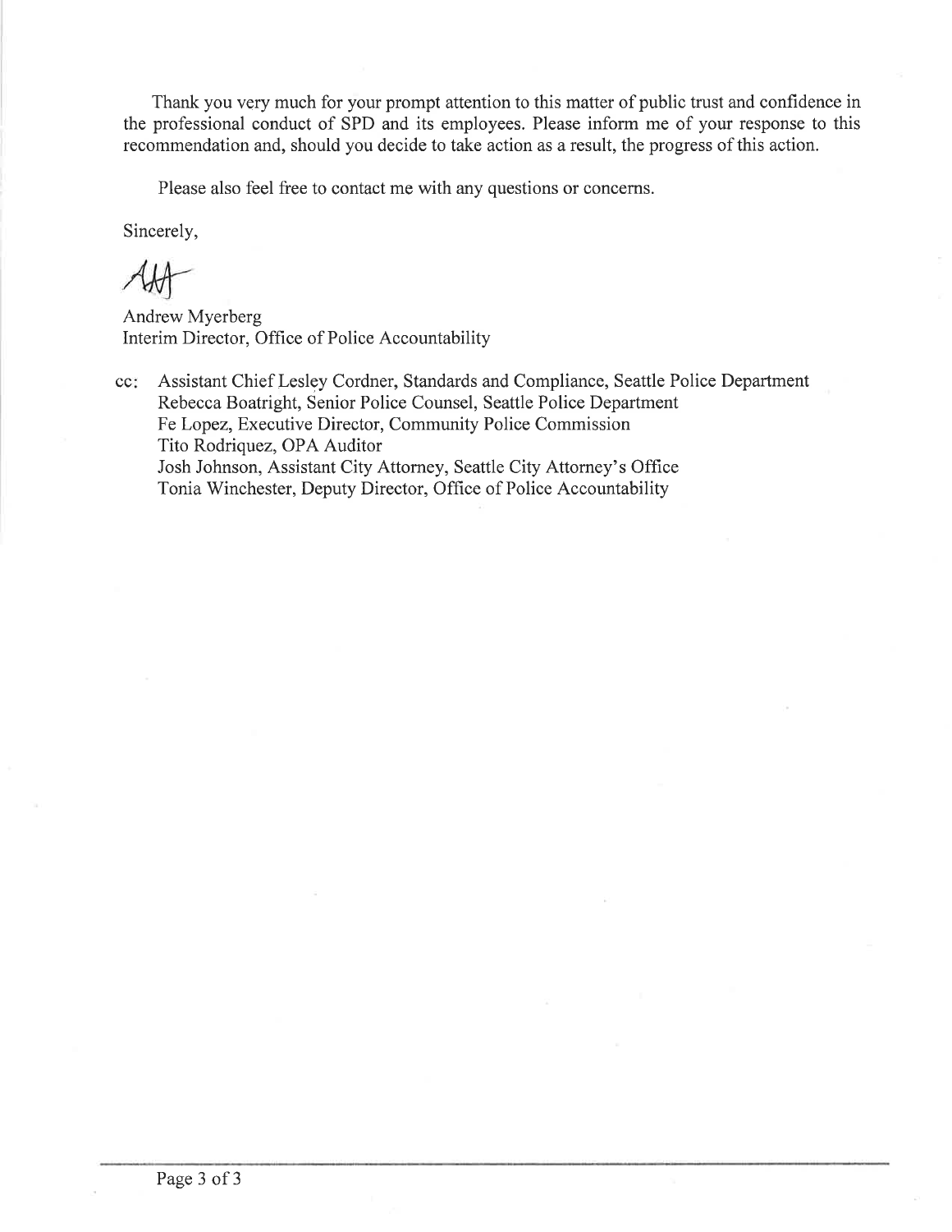Thank you very much for your prompt attention to this matter of public trust and confidence in the professional conduct of SPD and its employees. Please inform me of your response to this recommendation and, should you decide to take action as a result, the progress of this action.

Please also feel free to contact me with any questions or concerns.

Sincerely,

AM

Andrew Myerberg
Interim Director, Office of Police Accountability

cc: Assistant Chief Lesley Cordner, Standards and Compliance, Seattle Police Department
Rebecca Boatright, Senior Police Counsel, Seattle Police Department
Fe Lopez, Executive Director, Community Police Commission
Tito Rodriquez, OPA Auditor
Josh Johnson, Assistant City Attorney, Seattle City Attorney's Office
Tonia Winchester, Deputy Director, Office of Police Accountability